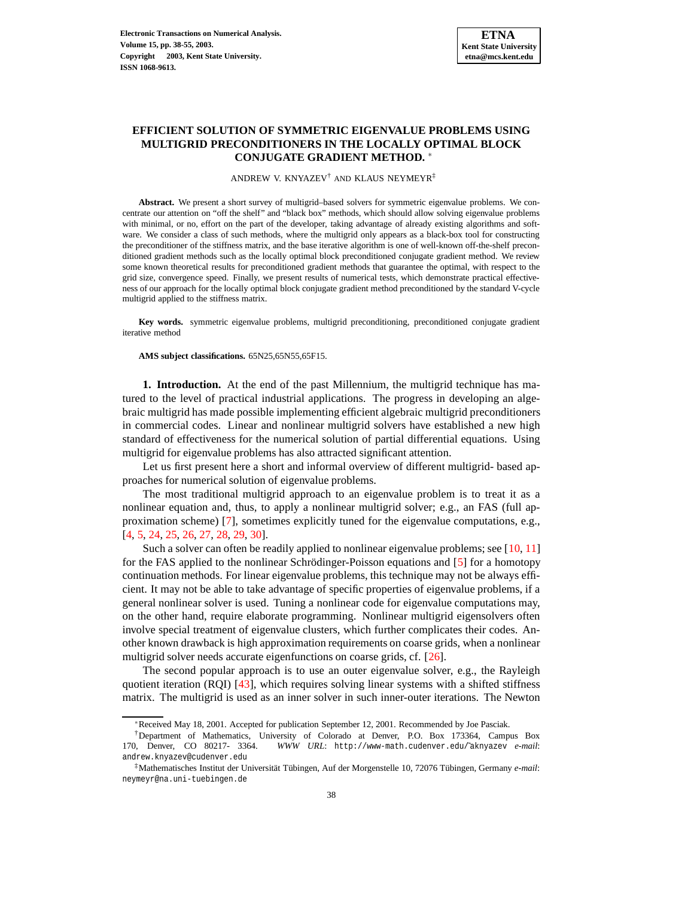# EFFICIENT SOLUTION OF SYMMETRIC EIGENVALUE PROBLEMS USING MULTIGRID PRECONDITIONERS IN THE LOCALLY OPTIMAL BLOCK CONJUGATE GRADIENT METHOD. [*]

ANDREW V. KNYAZEV[†] AND KLAUS NEYMEYR[‡]

**Abstract.** We present a short survey of multigrid–based solvers for symmetric eigenvalue problems. We concentrate our attention on "off the shelf" and "black box" methods, which should allow solving eigenvalue problems with minimal, or no, effort on the part of the developer, taking advantage of already existing algorithms and software. We consider a class of such methods, where the multigrid only appears as a black-box tool for constructing the preconditioner of the stiffness matrix, and the base iterative algorithm is one of well-known off-the-shelf preconditioned gradient methods such as the locally optimal block preconditioned conjugate gradient method. We review some known theoretical results for preconditioned gradient methods that guarantee the optimal, with respect to the grid size, convergence speed. Finally, we present results of numerical tests, which demonstrate practical effectiveness of our approach for the locally optimal block conjugate gradient method preconditioned by the standard V-cycle multigrid applied to the stiffness matrix.

**Key words.** symmetric eigenvalue problems, multigrid preconditioning, preconditioned conjugate gradient iterative method

**AMS subject classifications.** 65N25,65N55,65F15.

**1. Introduction.** At the end of the past Millennium, the multigrid technique has matured to the level of practical industrial applications. The progress in developing an algebraic multigrid has made possible implementing efficient algebraic multigrid preconditioners in commercial codes. Linear and nonlinear multigrid solvers have established a new high standard of effectiveness for the numerical solution of partial differential equations. Using multigrid for eigenvalue problems has also attracted significant attention.

Let us first present here a short and informal overview of different multigrid- based approaches for numerical solution of eigenvalue problems.

The most traditional multigrid approach to an eigenvalue problem is to treat it as a nonlinear equation and, thus, to apply a nonlinear multigrid solver; e.g., an FAS (full approximation scheme) [7], sometimes explicitly tuned for the eigenvalue computations, e.g., [4, 5, 24, 25, 26, 27, 28, 29, 30].

Such a solver can often be readily applied to nonlinear eigenvalue problems; see [10, 11] for the FAS applied to the nonlinear Schrödinger-Poisson equations and [5] for a homotopy continuation methods. For linear eigenvalue problems, this technique may not be always efficient. It may not be able to take advantage of specific properties of eigenvalue problems, if a general nonlinear solver is used. Tuning a nonlinear code for eigenvalue computations may, on the other hand, require elaborate programming. Nonlinear multigrid eigensolvers often involve special treatment of eigenvalue clusters, which further complicates their codes. Another known drawback is high approximation requirements on coarse grids, when a nonlinear multigrid solver needs accurate eigenfunctions on coarse grids, cf. [26].

The second popular approach is to use an outer eigenvalue solver, e.g., the Rayleigh quotient iteration (RQI) [43], which requires solving linear systems with a shifted stiffness matrix. The multigrid is used as an inner solver in such inner-outer iterations. The Newton

[*] Received May 18, 2001. Accepted for publication September 12, 2001. Recommended by Joe Pasciak.

[†] Department of Mathematics, University of Colorado at Denver, P.O. Box 173364, Campus Box 170, Denver, CO 80217- 3364. *WWW URL*: http://www-math.cudenver.edu/~aknyazev *e-mail*: andrew.knyazev@cudenver.edu

[‡] Mathematisches Institut der Universität Tübingen, Auf der Morgenstelle 10, 72076 Tübingen, Germany *e-mail*: neymeyr@na.uni-tuebingen.de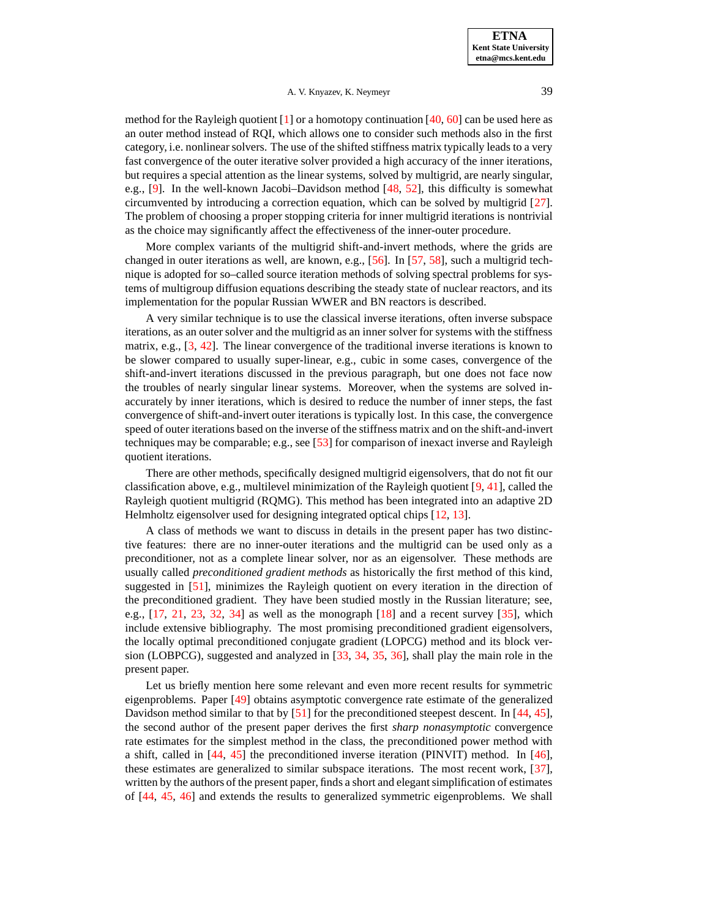method for the Rayleigh quotient [1] or a homotopy continuation [40, 60] can be used here as an outer method instead of RQI, which allows one to consider such methods also in the first category, i.e. nonlinear solvers. The use of the shifted stiffness matrix typically leads to a very fast convergence of the outer iterative solver provided a high accuracy of the inner iterations, but requires a special attention as the linear systems, solved by multigrid, are nearly singular, e.g., [9]. In the well-known Jacobi–Davidson method [48, 52], this difficulty is somewhat circumvented by introducing a correction equation, which can be solved by multigrid [27]. The problem of choosing a proper stopping criteria for inner multigrid iterations is nontrivial as the choice may significantly affect the effectiveness of the inner-outer procedure.

More complex variants of the multigrid shift-and-invert methods, where the grids are changed in outer iterations as well, are known, e.g., [56]. In [57, 58], such a multigrid technique is adopted for so–called source iteration methods of solving spectral problems for systems of multigroup diffusion equations describing the steady state of nuclear reactors, and its implementation for the popular Russian WWER and BN reactors is described.

A very similar technique is to use the classical inverse iterations, often inverse subspace iterations, as an outer solver and the multigrid as an inner solver for systems with the stiffness matrix, e.g., [3, 42]. The linear convergence of the traditional inverse iterations is known to be slower compared to usually super-linear, e.g., cubic in some cases, convergence of the shift-and-invert iterations discussed in the previous paragraph, but one does not face now the troubles of nearly singular linear systems. Moreover, when the systems are solved inaccurately by inner iterations, which is desired to reduce the number of inner steps, the fast convergence of shift-and-invert outer iterations is typically lost. In this case, the convergence speed of outer iterations based on the inverse of the stiffness matrix and on the shift-and-invert techniques may be comparable; e.g., see [53] for comparison of inexact inverse and Rayleigh quotient iterations.

There are other methods, specifically designed multigrid eigensolvers, that do not fit our classification above, e.g., multilevel minimization of the Rayleigh quotient [9, 41], called the Rayleigh quotient multigrid (RQMG). This method has been integrated into an adaptive 2D Helmholtz eigensolver used for designing integrated optical chips [12, 13].

A class of methods we want to discuss in details in the present paper has two distinctive features: there are no inner-outer iterations and the multigrid can be used only as a preconditioner, not as a complete linear solver, nor as an eigensolver. These methods are usually called *preconditioned gradient methods* as historically the first method of this kind, suggested in [51], minimizes the Rayleigh quotient on every iteration in the direction of the preconditioned gradient. They have been studied mostly in the Russian literature; see, e.g., [17, 21, 23, 32, 34] as well as the monograph [18] and a recent survey [35], which include extensive bibliography. The most promising preconditioned gradient eigensolvers, the locally optimal preconditioned conjugate gradient (LOPCG) method and its block version (LOBPCG), suggested and analyzed in [33, 34, 35, 36], shall play the main role in the present paper.

Let us briefly mention here some relevant and even more recent results for symmetric eigenproblems. Paper [49] obtains asymptotic convergence rate estimate of the generalized Davidson method similar to that by [51] for the preconditioned steepest descent. In [44, 45], the second author of the present paper derives the first *sharp nonasymptotic* convergence rate estimates for the simplest method in the class, the preconditioned power method with a shift, called in [44, 45] the preconditioned inverse iteration (PINVIT) method. In [46], these estimates are generalized to similar subspace iterations. The most recent work, [37], written by the authors of the present paper, finds a short and elegant simplification of estimates of [44, 45, 46] and extends the results to generalized symmetric eigenproblems. We shall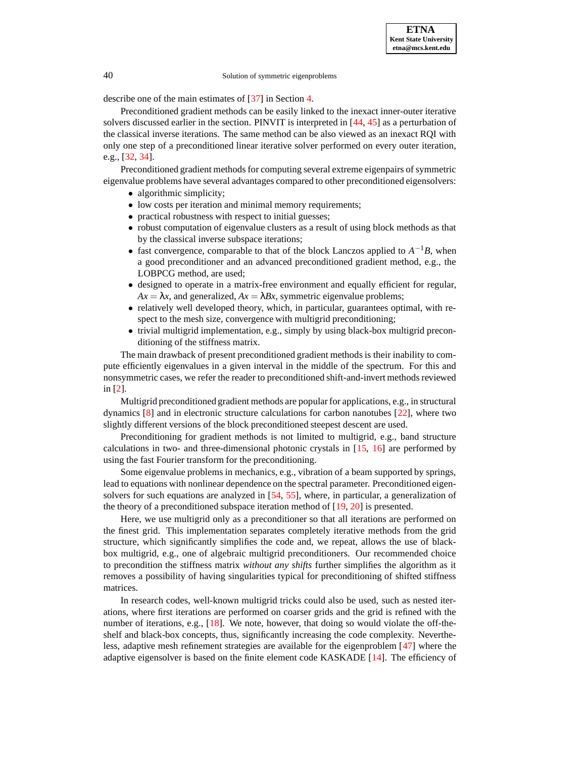describe one of the main estimates of [37] in Section 4.

Preconditioned gradient methods can be easily linked to the inexact inner-outer iterative solvers discussed earlier in the section. PINVIT is interpreted in [44, 45] as a perturbation of the classical inverse iterations. The same method can be also viewed as an inexact RQI with only one step of a preconditioned linear iterative solver performed on every outer iteration, e.g., [32, 34].

Preconditioned gradient methods for computing several extreme eigenpairs of symmetric eigenvalue problems have several advantages compared to other preconditioned eigensolvers:

- algorithmic simplicity;
- low costs per iteration and minimal memory requirements;
- practical robustness with respect to initial guesses;
- robust computation of eigenvalue clusters as a result of using block methods as that by the classical inverse subspace iterations;
- fast convergence, comparable to that of the block Lanczos applied to $A^{-1}B$, when a good preconditioner and an advanced preconditioned gradient method, e.g., the LOBPCG method, are used;
- designed to operate in a matrix-free environment and equally efficient for regular, $Ax = \lambda x$, and generalized, $Ax = \lambda Bx$, symmetric eigenvalue problems;
- relatively well developed theory, which, in particular, guarantees optimal, with respect to the mesh size, convergence with multigrid preconditioning;
- trivial multigrid implementation, e.g., simply by using black-box multigrid preconditioning of the stiffness matrix.

The main drawback of present preconditioned gradient methods is their inability to compute efficiently eigenvalues in a given interval in the middle of the spectrum. For this and nonsymmetric cases, we refer the reader to preconditioned shift-and-invert methods reviewed in [2].

Multigrid preconditioned gradient methods are popular for applications, e.g., in structural dynamics [8] and in electronic structure calculations for carbon nanotubes [22], where two slightly different versions of the block preconditioned steepest descent are used.

Preconditioning for gradient methods is not limited to multigrid, e.g., band structure calculations in two- and three-dimensional photonic crystals in [15, 16] are performed by using the fast Fourier transform for the preconditioning.

Some eigenvalue problems in mechanics, e.g., vibration of a beam supported by springs, lead to equations with nonlinear dependence on the spectral parameter. Preconditioned eigensolvers for such equations are analyzed in [54, 55], where, in particular, a generalization of the theory of a preconditioned subspace iteration method of [19, 20] is presented.

Here, we use multigrid only as a preconditioner so that all iterations are performed on the finest grid. This implementation separates completely iterative methods from the grid structure, which significantly simplifies the code and, we repeat, allows the use of black-box multigrid, e.g., one of algebraic multigrid preconditioners. Our recommended choice to precondition the stiffness matrix *without any shifts* further simplifies the algorithm as it removes a possibility of having singularities typical for preconditioning of shifted stiffness matrices.

In research codes, well-known multigrid tricks could also be used, such as nested iterations, where first iterations are performed on coarser grids and the grid is refined with the number of iterations, e.g., [18]. We note, however, that doing so would violate the off-the-shelf and black-box concepts, thus, significantly increasing the code complexity. Nevertheless, adaptive mesh refinement strategies are available for the eigenproblem [47] where the adaptive eigensolver is based on the finite element code KASKADE [14]. The efficiency of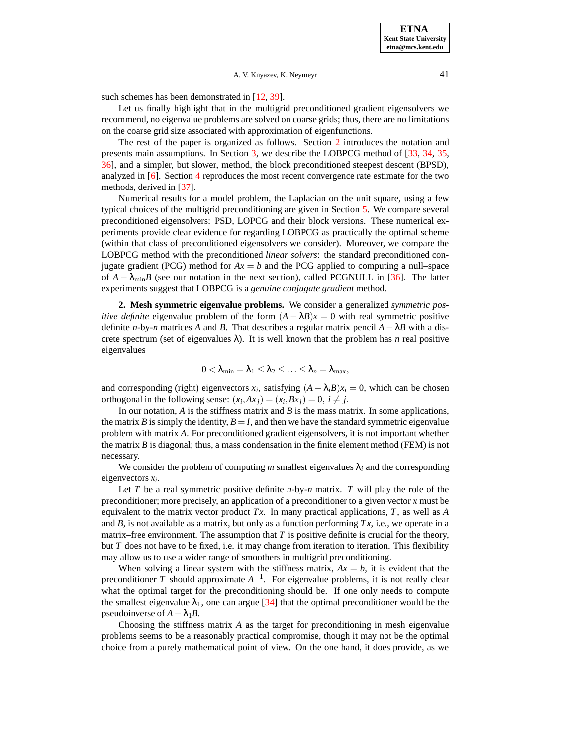such schemes has been demonstrated in [12, 39].

Let us finally highlight that in the multigrid preconditioned gradient eigensolvers we recommend, no eigenvalue problems are solved on coarse grids; thus, there are no limitations on the coarse grid size associated with approximation of eigenfunctions.

The rest of the paper is organized as follows. Section 2 introduces the notation and presents main assumptions. In Section 3, we describe the LOBPCG method of [33, 34, 35, 36], and a simpler, but slower, method, the block preconditioned steepest descent (BPSD), analyzed in [6]. Section 4 reproduces the most recent convergence rate estimate for the two methods, derived in [37].

Numerical results for a model problem, the Laplacian on the unit square, using a few typical choices of the multigrid preconditioning are given in Section 5. We compare several preconditioned eigensolvers: PSD, LOPCG and their block versions. These numerical experiments provide clear evidence for regarding LOBPCG as practically the optimal scheme (within that class of preconditioned eigensolvers we consider). Moreover, we compare the LOBPCG method with the preconditioned *linear solvers*: the standard preconditioned conjugate gradient (PCG) method for $Ax = b$ and the PCG applied to computing a null–space of $A - \lambda_{\min} B$ (see our notation in the next section), called PCGNULL in [36]. The latter experiments suggest that LOBPCG is a *genuine conjugate gradient* method.

## 2. Mesh symmetric eigenvalue problems.

We consider a generalized *symmetric positive definite* eigenvalue problem of the form $(A - \lambda B)x = 0$ with real symmetric positive definite $n$-by-$n$ matrices $A$ and $B$. That describes a regular matrix pencil $A - \lambda B$ with a discrete spectrum (set of eigenvalues $\lambda$). It is well known that the problem has $n$ real positive eigenvalues

$$0 < \lambda_{\min} = \lambda_1 \leq \lambda_2 \leq \ldots \leq \lambda_n = \lambda_{\max},$$

and corresponding (right) eigenvectors $x_i$, satisfying $(A - \lambda_i B)x_i = 0$, which can be chosen orthogonal in the following sense: $(x_i, Ax_j) = (x_i, Bx_j) = 0,\ i \neq j$.

In our notation, $A$ is the stiffness matrix and $B$ is the mass matrix. In some applications, the matrix $B$ is simply the identity, $B = I$, and then we have the standard symmetric eigenvalue problem with matrix $A$. For preconditioned gradient eigensolvers, it is not important whether the matrix $B$ is diagonal; thus, a mass condensation in the finite element method (FEM) is not necessary.

We consider the problem of computing $m$ smallest eigenvalues $\lambda_i$ and the corresponding eigenvectors $x_i$.

Let $T$ be a real symmetric positive definite $n$-by-$n$ matrix. $T$ will play the role of the preconditioner; more precisely, an application of a preconditioner to a given vector $x$ must be equivalent to the matrix vector product $Tx$. In many practical applications, $T$, as well as $A$ and $B$, is not available as a matrix, but only as a function performing $Tx$, i.e., we operate in a matrix–free environment. The assumption that $T$ is positive definite is crucial for the theory, but $T$ does not have to be fixed, i.e. it may change from iteration to iteration. This flexibility may allow us to use a wider range of smoothers in multigrid preconditioning.

When solving a linear system with the stiffness matrix, $Ax = b$, it is evident that the preconditioner $T$ should approximate $A^{-1}$. For eigenvalue problems, it is not really clear what the optimal target for the preconditioning should be. If one only needs to compute the smallest eigenvalue $\lambda_1$, one can argue [34] that the optimal preconditioner would be the pseudoinverse of $A - \lambda_1 B$.

Choosing the stiffness matrix $A$ as the target for preconditioning in mesh eigenvalue problems seems to be a reasonably practical compromise, though it may not be the optimal choice from a purely mathematical point of view. On the one hand, it does provide, as we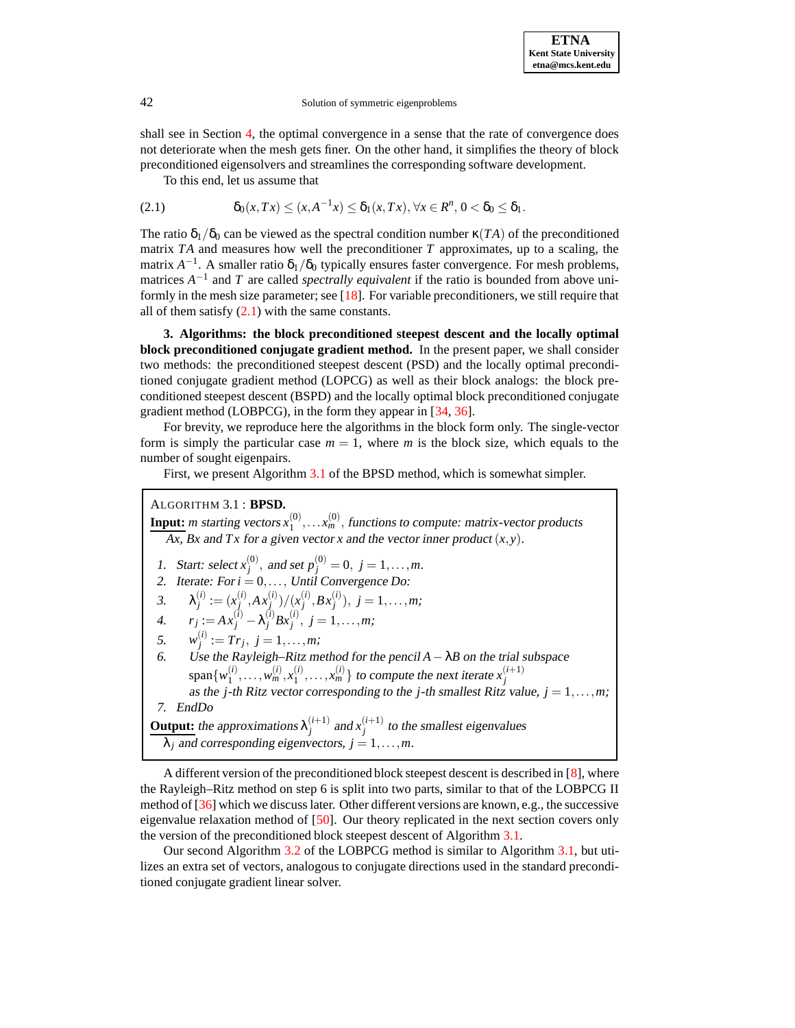shall see in Section 4, the optimal convergence in a sense that the rate of convergence does not deteriorate when the mesh gets finer. On the other hand, it simplifies the theory of block preconditioned eigensolvers and streamlines the corresponding software development.

To this end, let us assume that

$$\delta_0(x,Tx) \le (x,A^{-1}x) \le \delta_1(x,Tx),\ \forall x \in R^n,\ 0 < \delta_0 \le \delta_1. \tag{2.1}$$

The ratio $\delta_1/\delta_0$ can be viewed as the spectral condition number $\kappa(TA)$ of the preconditioned matrix $TA$ and measures how well the preconditioner $T$ approximates, up to a scaling, the matrix $A^{-1}$. A smaller ratio $\delta_1/\delta_0$ typically ensures faster convergence. For mesh problems, matrices $A^{-1}$ and $T$ are called *spectrally equivalent* if the ratio is bounded from above uniformly in the mesh size parameter; see [18]. For variable preconditioners, we still require that all of them satisfy (2.1) with the same constants.

## 3. Algorithms: the block preconditioned steepest descent and the locally optimal block preconditioned conjugate gradient method.

In the present paper, we shall consider two methods: the preconditioned steepest descent (PSD) and the locally optimal preconditioned conjugate gradient method (LOPCG) as well as their block analogs: the block preconditioned steepest descent (BSPD) and the locally optimal block preconditioned conjugate gradient method (LOBPCG), in the form they appear in [34, 36].

For brevity, we reproduce here the algorithms in the block form only. The single-vector form is simply the particular case $m = 1$, where $m$ is the block size, which equals to the number of sought eigenpairs.

First, we present Algorithm 3.1 of the BPSD method, which is somewhat simpler.

---

ALGORITHM 3.1 : **BPSD.**

**Input:** *$m$ starting vectors $x_1^{(0)}, \ldots x_m^{(0)}$, functions to compute: matrix-vector products $Ax$, $Bx$ and $Tx$ for a given vector $x$ and the vector inner product $(x,y)$.*

1. *Start: select $x_j^{(0)}$, and set $p_j^{(0)} = 0,\ j = 1,\ldots,m$.*
2. *Iterate: For $i = 0,\ldots,$ Until Convergence Do:*
3. $\lambda_j^{(i)} := (x_j^{(i)}, Ax_j^{(i)})/(x_j^{(i)}, Bx_j^{(i)}),\ j = 1,\ldots,m;$
4. $r_j := Ax_j^{(i)} - \lambda_j^{(i)} Bx_j^{(i)},\ j = 1,\ldots,m;$
5. $w_j^{(i)} := Tr_j,\ j = 1,\ldots,m;$
6. *Use the Rayleigh–Ritz method for the pencil $A - \lambda B$ on the trial subspace $\mathrm{span}\{w_1^{(i)},\ldots,w_m^{(i)},x_1^{(i)},\ldots,x_m^{(i)}\}$ to compute the next iterate $x_j^{(i+1)}$ as the $j$-th Ritz vector corresponding to the $j$-th smallest Ritz value, $j = 1,\ldots,m;$*
7. *EndDo*

**Output:** *the approximations $\lambda_j^{(i+1)}$ and $x_j^{(i+1)}$ to the smallest eigenvalues $\lambda_j$ and corresponding eigenvectors, $j = 1,\ldots,m$.*

---

A different version of the preconditioned block steepest descent is described in [8], where the Rayleigh–Ritz method on step 6 is split into two parts, similar to that of the LOBPCG II method of [36] which we discuss later. Other different versions are known, e.g., the successive eigenvalue relaxation method of [50]. Our theory replicated in the next section covers only the version of the preconditioned block steepest descent of Algorithm 3.1.

Our second Algorithm 3.2 of the LOBPCG method is similar to Algorithm 3.1, but utilizes an extra set of vectors, analogous to conjugate directions used in the standard preconditioned conjugate gradient linear solver.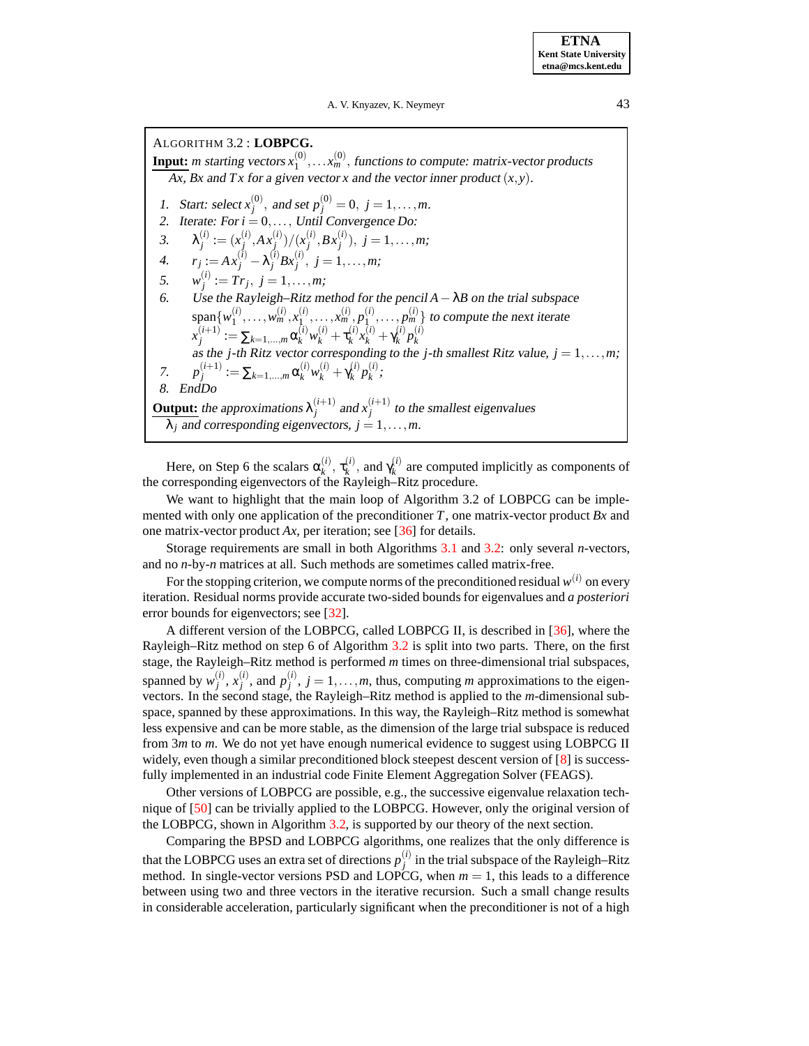ALGORITHM 3.2 : **LOBPCG.**

**Input:** *m starting vectors* $x_1^{(0)}, \ldots x_m^{(0)}$, *functions to compute: matrix-vector products* $Ax$, $Bx$ *and* $Tx$ *for a given vector* $x$ *and the vector inner product* $(x,y)$.

1. *Start: select* $x_j^{(0)}$, *and set* $p_j^{(0)} = 0, \ j = 1, \ldots, m$.
2. *Iterate: For* $i = 0, \ldots,$ *Until Convergence Do:*
3. $\lambda_j^{(i)} := (x_j^{(i)}, Ax_j^{(i)})/(x_j^{(i)}, Bx_j^{(i)}), \ j = 1, \ldots, m;$
4. $r_j := Ax_j^{(i)} - \lambda_j^{(i)} Bx_j^{(i)}, \ j = 1, \ldots, m;$
5. $w_j^{(i)} := Tr_j, \ j = 1, \ldots, m;$
6. *Use the Rayleigh–Ritz method for the pencil* $A - \lambda B$ *on the trial subspace* $\operatorname{span}\{w_1^{(i)}, \ldots, w_m^{(i)}, x_1^{(i)}, \ldots, x_m^{(i)}, p_1^{(i)}, \ldots, p_m^{(i)}\}$ *to compute the next iterate* $x_j^{(i+1)} := \sum_{k=1,\ldots,m} \alpha_k^{(i)} w_k^{(i)} + \tau_k^{(i)} x_k^{(i)} + \gamma_k^{(i)} p_k^{(i)}$ *as the* $j$*-th Ritz vector corresponding to the* $j$*-th smallest Ritz value,* $j = 1, \ldots, m$;
7. $p_j^{(i+1)} := \sum_{k=1,\ldots,m} \alpha_k^{(i)} w_k^{(i)} + \gamma_k^{(i)} p_k^{(i)};$
8. *EndDo*

**Output:** *the approximations* $\lambda_j^{(i+1)}$ *and* $x_j^{(i+1)}$ *to the smallest eigenvalues* $\lambda_j$ *and corresponding eigenvectors,* $j = 1, \ldots, m$.

Here, on Step 6 the scalars $\alpha_k^{(i)}$, $\tau_k^{(i)}$, and $\gamma_k^{(i)}$ are computed implicitly as components of the corresponding eigenvectors of the Rayleigh–Ritz procedure.

We want to highlight that the main loop of Algorithm 3.2 of LOBPCG can be implemented with only one application of the preconditioner $T$, one matrix-vector product $Bx$ and one matrix-vector product $Ax$, per iteration; see [36] for details.

Storage requirements are small in both Algorithms 3.1 and 3.2: only several $n$-vectors, and no $n$-by-$n$ matrices at all. Such methods are sometimes called matrix-free.

For the stopping criterion, we compute norms of the preconditioned residual $w^{(i)}$ on every iteration. Residual norms provide accurate two-sided bounds for eigenvalues and *a posteriori* error bounds for eigenvectors; see [32].

A different version of the LOBPCG, called LOBPCG II, is described in [36], where the Rayleigh–Ritz method on step 6 of Algorithm 3.2 is split into two parts. There, on the first stage, the Rayleigh–Ritz method is performed $m$ times on three-dimensional trial subspaces, spanned by $w_j^{(i)}$, $x_j^{(i)}$, and $p_j^{(i)}$, $j = 1, \ldots, m$, thus, computing $m$ approximations to the eigenvectors. In the second stage, the Rayleigh–Ritz method is applied to the $m$-dimensional subspace, spanned by these approximations. In this way, the Rayleigh–Ritz method is somewhat less expensive and can be more stable, as the dimension of the large trial subspace is reduced from $3m$ to $m$. We do not yet have enough numerical evidence to suggest using LOBPCG II widely, even though a similar preconditioned block steepest descent version of [8] is successfully implemented in an industrial code Finite Element Aggregation Solver (FEAGS).

Other versions of LOBPCG are possible, e.g., the successive eigenvalue relaxation technique of [50] can be trivially applied to the LOBPCG. However, only the original version of the LOBPCG, shown in Algorithm 3.2, is supported by our theory of the next section.

Comparing the BPSD and LOBPCG algorithms, one realizes that the only difference is that the LOBPCG uses an extra set of directions $p_j^{(i)}$ in the trial subspace of the Rayleigh–Ritz method. In single-vector versions PSD and LOPCG, when $m = 1$, this leads to a difference between using two and three vectors in the iterative recursion. Such a small change results in considerable acceleration, particularly significant when the preconditioner is not of a high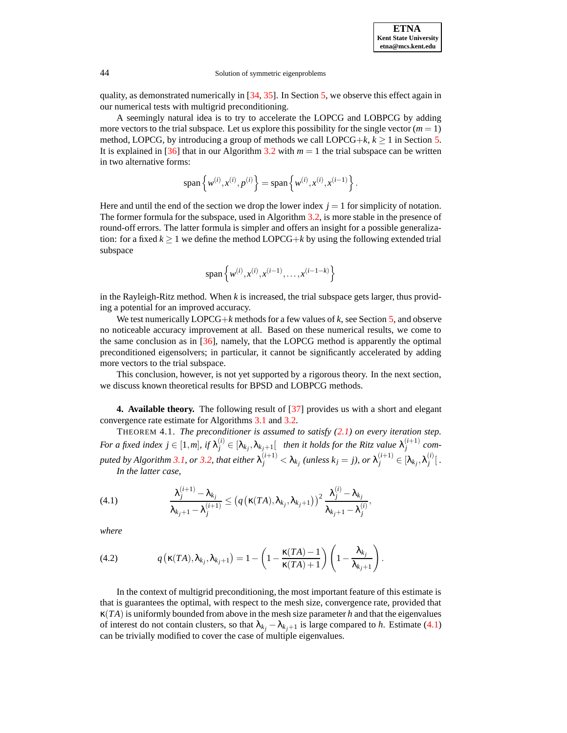quality, as demonstrated numerically in [34, 35]. In Section 5, we observe this effect again in our numerical tests with multigrid preconditioning.

A seemingly natural idea is to try to accelerate the LOPCG and LOBPCG by adding more vectors to the trial subspace. Let us explore this possibility for the single vector ($m = 1$) method, LOPCG, by introducing a group of methods we call LOPCG+$k$, $k \geq 1$ in Section 5. It is explained in [36] that in our Algorithm 3.2 with $m = 1$ the trial subspace can be written in two alternative forms:

$$\operatorname{span}\left\{w^{(i)}, x^{(i)}, p^{(i)}\right\} = \operatorname{span}\left\{w^{(i)}, x^{(i)}, x^{(i-1)}\right\}.$$

Here and until the end of the section we drop the lower index $j = 1$ for simplicity of notation. The former formula for the subspace, used in Algorithm 3.2, is more stable in the presence of round-off errors. The latter formula is simpler and offers an insight for a possible generalization: for a fixed $k \geq 1$ we define the method LOPCG+$k$ by using the following extended trial subspace

$$\operatorname{span}\left\{w^{(i)}, x^{(i)}, x^{(i-1)}, \ldots, x^{(i-1-k)}\right\}$$

in the Rayleigh-Ritz method. When $k$ is increased, the trial subspace gets larger, thus providing a potential for an improved accuracy.

We test numerically LOPCG+$k$ methods for a few values of $k$, see Section 5, and observe no noticeable accuracy improvement at all. Based on these numerical results, we come to the same conclusion as in [36], namely, that the LOPCG method is apparently the optimal preconditioned eigensolvers; in particular, it cannot be significantly accelerated by adding more vectors to the trial subspace.

This conclusion, however, is not yet supported by a rigorous theory. In the next section, we discuss known theoretical results for BPSD and LOBPCG methods.

## 4. Available theory.

The following result of [37] provides us with a short and elegant convergence rate estimate for Algorithms 3.1 and 3.2.

THEOREM 4.1. *The preconditioner is assumed to satisfy (2.1) on every iteration step. For a fixed index $j \in [1, m]$, if $\lambda_j^{(i)} \in [\lambda_{k_j}, \lambda_{k_j+1}[$ then it holds for the Ritz value $\lambda_j^{(i+1)}$ computed by Algorithm 3.1, or 3.2, that either $\lambda_j^{(i+1)} < \lambda_{k_j}$ (unless $k_j = j$), or $\lambda_j^{(i+1)} \in [\lambda_{k_j}, \lambda_j^{(i)}[$.*

*In the latter case,*

$$\frac{\lambda_j^{(i+1)} - \lambda_{k_j}}{\lambda_{k_j+1} - \lambda_j^{(i+1)}} \leq \left(q\left(\kappa(TA), \lambda_{k_j}, \lambda_{k_j+1}\right)\right)^2 \frac{\lambda_j^{(i)} - \lambda_{k_j}}{\lambda_{k_j+1} - \lambda_j^{(i)}}, \tag{4.1}$$

*where*

$$q\left(\kappa(TA), \lambda_{k_j}, \lambda_{k_j+1}\right) = 1 - \left(1 - \frac{\kappa(TA) - 1}{\kappa(TA) + 1}\right)\left(1 - \frac{\lambda_{k_j}}{\lambda_{k_j+1}}\right). \tag{4.2}$$

In the context of multigrid preconditioning, the most important feature of this estimate is that is guarantees the optimal, with respect to the mesh size, convergence rate, provided that $\kappa(TA)$ is uniformly bounded from above in the mesh size parameter $h$ and that the eigenvalues of interest do not contain clusters, so that $\lambda_{k_j} - \lambda_{k_j+1}$ is large compared to $h$. Estimate (4.1) can be trivially modified to cover the case of multiple eigenvalues.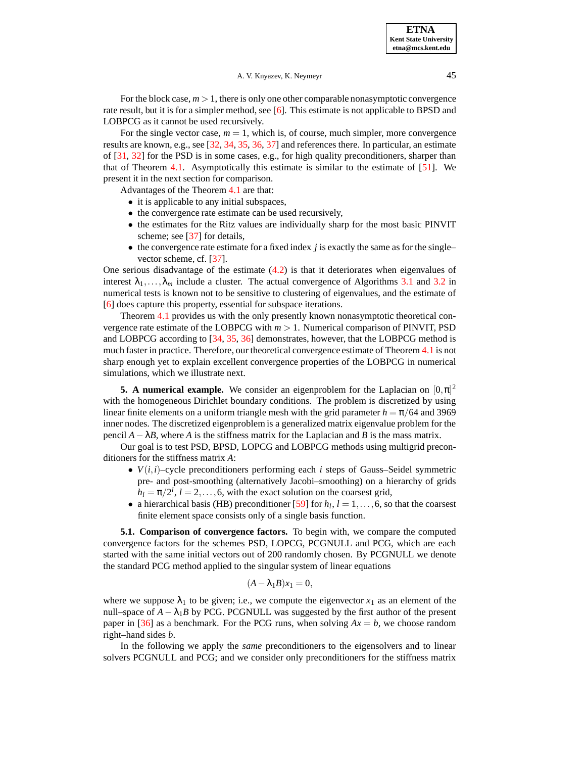For the block case, $m > 1$, there is only one other comparable nonasymptotic convergence rate result, but it is for a simpler method, see [6]. This estimate is not applicable to BPSD and LOBPCG as it cannot be used recursively.

For the single vector case, $m = 1$, which is, of course, much simpler, more convergence results are known, e.g., see [32, 34, 35, 36, 37] and references there. In particular, an estimate of [31, 32] for the PSD is in some cases, e.g., for high quality preconditioners, sharper than that of Theorem 4.1. Asymptotically this estimate is similar to the estimate of [51]. We present it in the next section for comparison.

Advantages of the Theorem 4.1 are that:

- it is applicable to any initial subspaces,
- the convergence rate estimate can be used recursively,
- the estimates for the Ritz values are individually sharp for the most basic PINVIT scheme; see [37] for details,
- the convergence rate estimate for a fixed index $j$ is exactly the same as for the single–vector scheme, cf. [37].

One serious disadvantage of the estimate (4.2) is that it deteriorates when eigenvalues of interest $\lambda_1, \ldots, \lambda_m$ include a cluster. The actual convergence of Algorithms 3.1 and 3.2 in numerical tests is known not to be sensitive to clustering of eigenvalues, and the estimate of [6] does capture this property, essential for subspace iterations.

Theorem 4.1 provides us with the only presently known nonasymptotic theoretical convergence rate estimate of the LOBPCG with $m > 1$. Numerical comparison of PINVIT, PSD and LOBPCG according to [34, 35, 36] demonstrates, however, that the LOBPCG method is much faster in practice. Therefore, our theoretical convergence estimate of Theorem 4.1 is not sharp enough yet to explain excellent convergence properties of the LOBPCG in numerical simulations, which we illustrate next.

## 5. A numerical example.

We consider an eigenproblem for the Laplacian on $[0, \pi]^2$ with the homogeneous Dirichlet boundary conditions. The problem is discretized by using linear finite elements on a uniform triangle mesh with the grid parameter $h = \pi/64$ and 3969 inner nodes. The discretized eigenproblem is a generalized matrix eigenvalue problem for the pencil $A - \lambda B$, where $A$ is the stiffness matrix for the Laplacian and $B$ is the mass matrix.

Our goal is to test PSD, BPSD, LOPCG and LOBPCG methods using multigrid preconditioners for the stiffness matrix $A$:

- $V(i,i)$–cycle preconditioners performing each $i$ steps of Gauss–Seidel symmetric pre- and post-smoothing (alternatively Jacobi–smoothing) on a hierarchy of grids $h_l = \pi/2^l$, $l = 2, \ldots, 6$, with the exact solution on the coarsest grid,
- a hierarchical basis (HB) preconditioner [59] for $h_l$, $l = 1, \ldots, 6$, so that the coarsest finite element space consists only of a single basis function.

### 5.1. Comparison of convergence factors.

To begin with, we compare the computed convergence factors for the schemes PSD, LOPCG, PCGNULL and PCG, which are each started with the same initial vectors out of 200 randomly chosen. By PCGNULL we denote the standard PCG method applied to the singular system of linear equations

$$(A - \lambda_1 B)x_1 = 0,$$

where we suppose $\lambda_1$ to be given; i.e., we compute the eigenvector $x_1$ as an element of the null–space of $A - \lambda_1 B$ by PCG. PCGNULL was suggested by the first author of the present paper in [36] as a benchmark. For the PCG runs, when solving $Ax = b$, we choose random right–hand sides $b$.

In the following we apply the *same* preconditioners to the eigensolvers and to linear solvers PCGNULL and PCG; and we consider only preconditioners for the stiffness matrix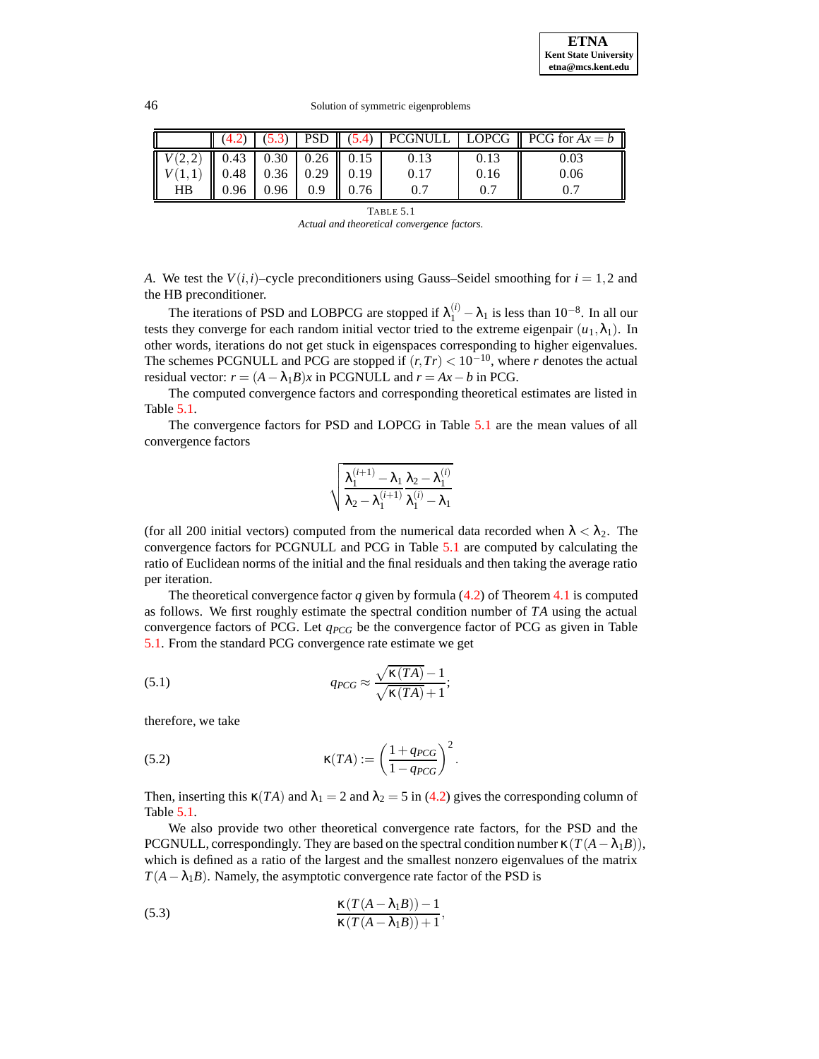| | (4.2) | (5.3) | PSD | (5.4) | PCGNULL | LOPCG | PCG for $Ax = b$ |
|---|---|---|---|---|---|---|---|
| $V(2,2)$ | 0.43 | 0.30 | 0.26 | 0.15 | 0.13 | 0.13 | 0.03 |
| $V(1,1)$ | 0.48 | 0.36 | 0.29 | 0.19 | 0.17 | 0.16 | 0.06 |
| HB | 0.96 | 0.96 | 0.9 | 0.76 | 0.7 | 0.7 | 0.7 |

TABLE 5.1
*Actual and theoretical convergence factors.*

$A$. We test the $V(i,i)$–cycle preconditioners using Gauss–Seidel smoothing for $i = 1,2$ and the HB preconditioner.

The iterations of PSD and LOBPCG are stopped if $\lambda_1^{(i)} - \lambda_1$ is less than $10^{-8}$. In all our tests they converge for each random initial vector tried to the extreme eigenpair $(u_1, \lambda_1)$. In other words, iterations do not get stuck in eigenspaces corresponding to higher eigenvalues. The schemes PCGNULL and PCG are stopped if $(r, Tr) < 10^{-10}$, where $r$ denotes the actual residual vector: $r = (A - \lambda_1 B)x$ in PCGNULL and $r = Ax - b$ in PCG.

The computed convergence factors and corresponding theoretical estimates are listed in Table 5.1.

The convergence factors for PSD and LOPCG in Table 5.1 are the mean values of all convergence factors

$$\sqrt{\frac{\lambda_1^{(i+1)} - \lambda_1}{\lambda_2 - \lambda_1^{(i+1)}} \frac{\lambda_2 - \lambda_1^{(i)}}{\lambda_1^{(i)} - \lambda_1}}$$

(for all 200 initial vectors) computed from the numerical data recorded when $\lambda < \lambda_2$. The convergence factors for PCGNULL and PCG in Table 5.1 are computed by calculating the ratio of Euclidean norms of the initial and the final residuals and then taking the average ratio per iteration.

The theoretical convergence factor $q$ given by formula (4.2) of Theorem 4.1 is computed as follows. We first roughly estimate the spectral condition number of $TA$ using the actual convergence factors of PCG. Let $q_{PCG}$ be the convergence factor of PCG as given in Table 5.1. From the standard PCG convergence rate estimate we get

$$q_{PCG} \approx \frac{\sqrt{\kappa(TA)} - 1}{\sqrt{\kappa(TA)} + 1}; \tag{5.1}$$

therefore, we take

$$\kappa(TA) := \left(\frac{1 + q_{PCG}}{1 - q_{PCG}}\right)^2. \tag{5.2}$$

Then, inserting this $\kappa(TA)$ and $\lambda_1 = 2$ and $\lambda_2 = 5$ in (4.2) gives the corresponding column of Table 5.1.

We also provide two other theoretical convergence rate factors, for the PSD and the PCGNULL, correspondingly. They are based on the spectral condition number $\kappa(T(A - \lambda_1 B))$, which is defined as a ratio of the largest and the smallest nonzero eigenvalues of the matrix $T(A - \lambda_1 B)$. Namely, the asymptotic convergence rate factor of the PSD is

$$\frac{\kappa(T(A - \lambda_1 B)) - 1}{\kappa(T(A - \lambda_1 B)) + 1}, \tag{5.3}$$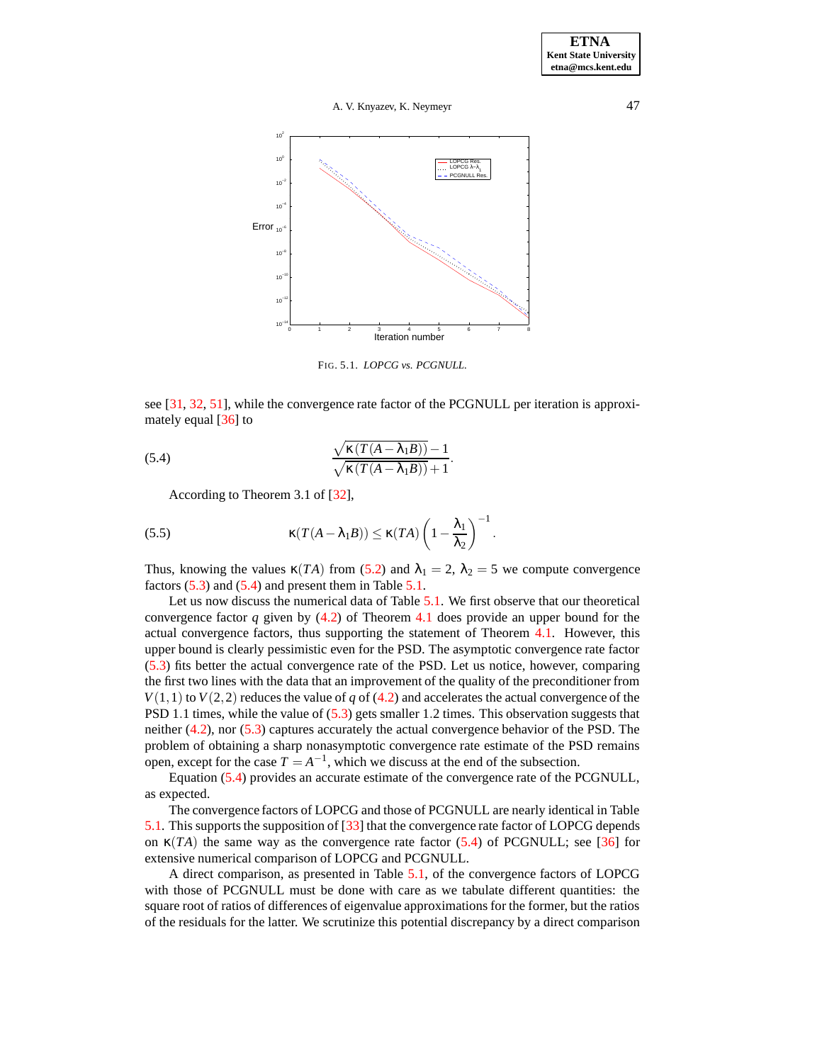FIG. 5.1. *LOPCG vs. PCGNULL.*

see [31, 32, 51], while the convergence rate factor of the PCGNULL per iteration is approximately equal [36] to

$$\frac{\sqrt{\kappa(T(A-\lambda_1 B))}-1}{\sqrt{\kappa(T(A-\lambda_1 B))}+1}. \tag{5.4}$$

According to Theorem 3.1 of [32],

$$\kappa(T(A-\lambda_1 B)) \leq \kappa(TA)\left(1-\frac{\lambda_1}{\lambda_2}\right)^{-1}. \tag{5.5}$$

Thus, knowing the values $\kappa(TA)$ from (5.2) and $\lambda_1 = 2$, $\lambda_2 = 5$ we compute convergence factors (5.3) and (5.4) and present them in Table 5.1.

Let us now discuss the numerical data of Table 5.1. We first observe that our theoretical convergence factor $q$ given by (4.2) of Theorem 4.1 does provide an upper bound for the actual convergence factors, thus supporting the statement of Theorem 4.1. However, this upper bound is clearly pessimistic even for the PSD. The asymptotic convergence rate factor (5.3) fits better the actual convergence rate of the PSD. Let us notice, however, comparing the first two lines with the data that an improvement of the quality of the preconditioner from $V(1,1)$ to $V(2,2)$ reduces the value of $q$ of (4.2) and accelerates the actual convergence of the PSD 1.1 times, while the value of (5.3) gets smaller 1.2 times. This observation suggests that neither (4.2), nor (5.3) captures accurately the actual convergence behavior of the PSD. The problem of obtaining a sharp nonasymptotic convergence rate estimate of the PSD remains open, except for the case $T = A^{-1}$, which we discuss at the end of the subsection.

Equation (5.4) provides an accurate estimate of the convergence rate of the PCGNULL, as expected.

The convergence factors of LOPCG and those of PCGNULL are nearly identical in Table 5.1. This supports the supposition of [33] that the convergence rate factor of LOPCG depends on $\kappa(TA)$ the same way as the convergence rate factor (5.4) of PCGNULL; see [36] for extensive numerical comparison of LOPCG and PCGNULL.

A direct comparison, as presented in Table 5.1, of the convergence factors of LOPCG with those of PCGNULL must be done with care as we tabulate different quantities: the square root of ratios of differences of eigenvalue approximations for the former, but the ratios of the residuals for the latter. We scrutinize this potential discrepancy by a direct comparison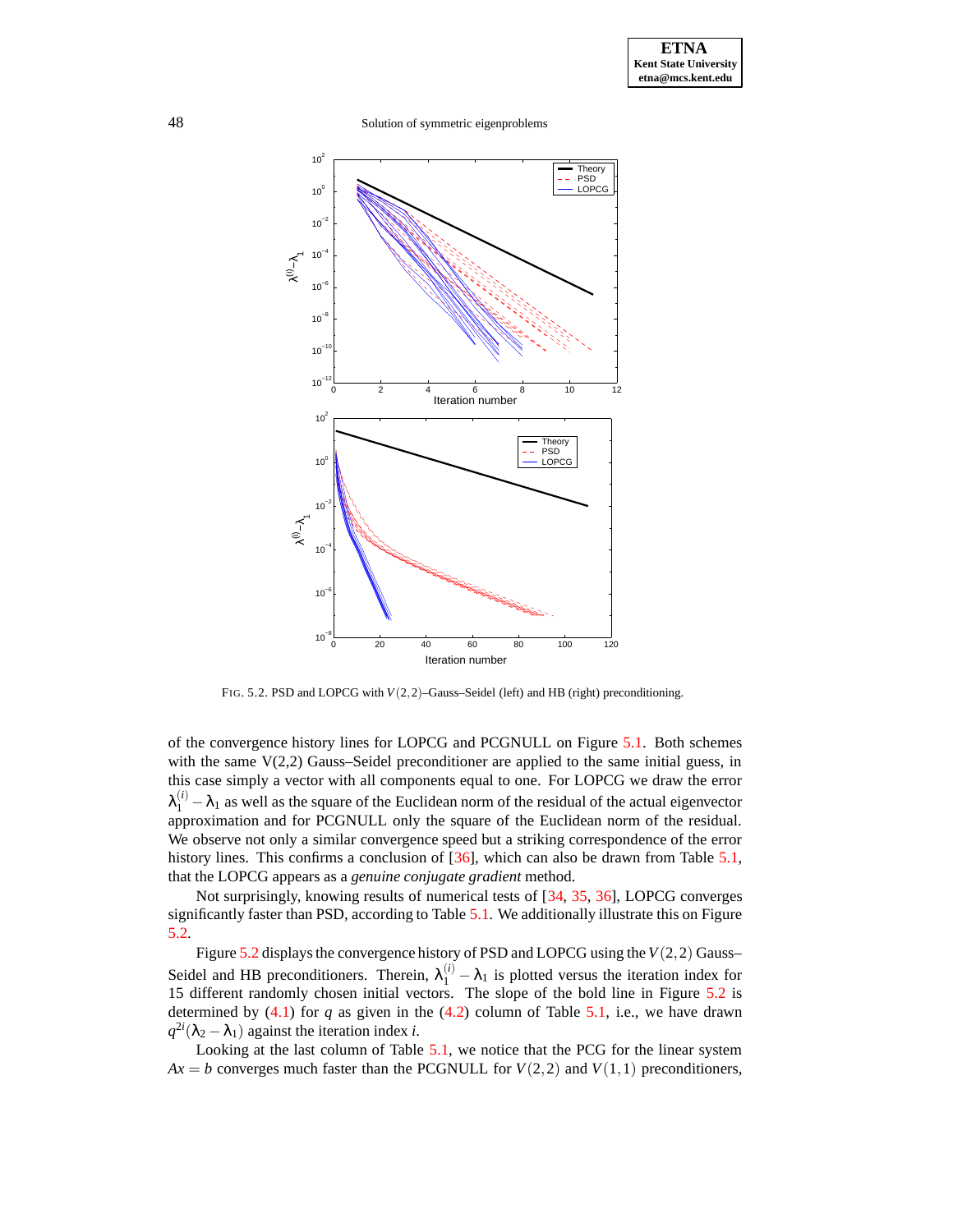FIG. 5.2. PSD and LOPCG with $V(2,2)$–Gauss–Seidel (left) and HB (right) preconditioning.

of the convergence history lines for LOPCG and PCGNULL on Figure 5.1. Both schemes with the same V(2,2) Gauss–Seidel preconditioner are applied to the same initial guess, in this case simply a vector with all components equal to one. For LOPCG we draw the error $\lambda_1^{(i)} - \lambda_1$ as well as the square of the Euclidean norm of the residual of the actual eigenvector approximation and for PCGNULL only the square of the Euclidean norm of the residual. We observe not only a similar convergence speed but a striking correspondence of the error history lines. This confirms a conclusion of [36], which can also be drawn from Table 5.1, that the LOPCG appears as a *genuine conjugate gradient* method.

Not surprisingly, knowing results of numerical tests of [34, 35, 36], LOPCG converges significantly faster than PSD, according to Table 5.1. We additionally illustrate this on Figure 5.2.

Figure 5.2 displays the convergence history of PSD and LOPCG using the $V(2,2)$ Gauss–Seidel and HB preconditioners. Therein, $\lambda_1^{(i)} - \lambda_1$ is plotted versus the iteration index for 15 different randomly chosen initial vectors. The slope of the bold line in Figure 5.2 is determined by (4.1) for $q$ as given in the (4.2) column of Table 5.1, i.e., we have drawn $q^{2i}(\lambda_2 - \lambda_1)$ against the iteration index $i$.

Looking at the last column of Table 5.1, we notice that the PCG for the linear system $Ax = b$ converges much faster than the PCGNULL for $V(2,2)$ and $V(1,1)$ preconditioners,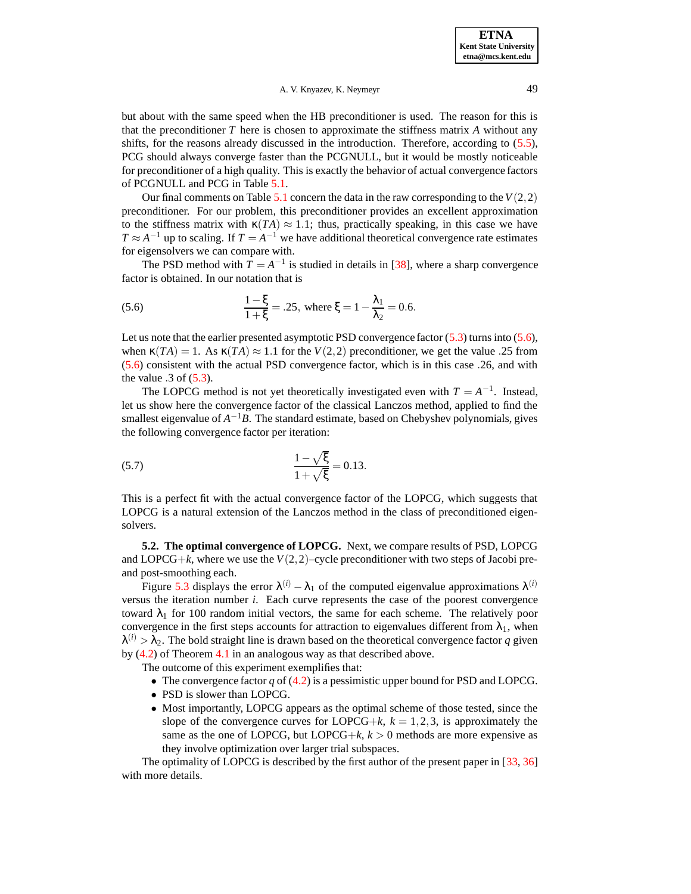but about with the same speed when the HB preconditioner is used. The reason for this is that the preconditioner $T$ here is chosen to approximate the stiffness matrix $A$ without any shifts, for the reasons already discussed in the introduction. Therefore, according to (5.5), PCG should always converge faster than the PCGNULL, but it would be mostly noticeable for preconditioner of a high quality. This is exactly the behavior of actual convergence factors of PCGNULL and PCG in Table 5.1.

Our final comments on Table 5.1 concern the data in the raw corresponding to the $V(2,2)$ preconditioner. For our problem, this preconditioner provides an excellent approximation to the stiffness matrix with $\kappa(TA) \approx 1.1$; thus, practically speaking, in this case we have $T \approx A^{-1}$ up to scaling. If $T = A^{-1}$ we have additional theoretical convergence rate estimates for eigensolvers we can compare with.

The PSD method with $T = A^{-1}$ is studied in details in [38], where a sharp convergence factor is obtained. In our notation that is

$$\frac{1-\xi}{1+\xi} = .25, \text{ where } \xi = 1 - \frac{\lambda_1}{\lambda_2} = 0.6. \tag{5.6}$$

Let us note that the earlier presented asymptotic PSD convergence factor (5.3) turns into (5.6), when $\kappa(TA) = 1$. As $\kappa(TA) \approx 1.1$ for the $V(2,2)$ preconditioner, we get the value .25 from (5.6) consistent with the actual PSD convergence factor, which is in this case .26, and with the value .3 of (5.3).

The LOPCG method is not yet theoretically investigated even with $T = A^{-1}$. Instead, let us show here the convergence factor of the classical Lanczos method, applied to find the smallest eigenvalue of $A^{-1}B$. The standard estimate, based on Chebyshev polynomials, gives the following convergence factor per iteration:

$$\frac{1-\sqrt{\xi}}{1+\sqrt{\xi}} = 0.13. \tag{5.7}$$

This is a perfect fit with the actual convergence factor of the LOPCG, which suggests that LOPCG is a natural extension of the Lanczos method in the class of preconditioned eigensolvers.

**5.2. The optimal convergence of LOPCG.** Next, we compare results of PSD, LOPCG and LOPCG+$k$, where we use the $V(2,2)$–cycle preconditioner with two steps of Jacobi pre- and post-smoothing each.

Figure 5.3 displays the error $\lambda^{(i)} - \lambda_1$ of the computed eigenvalue approximations $\lambda^{(i)}$ versus the iteration number $i$. Each curve represents the case of the poorest convergence toward $\lambda_1$ for 100 random initial vectors, the same for each scheme. The relatively poor convergence in the first steps accounts for attraction to eigenvalues different from $\lambda_1$, when $\lambda^{(i)} > \lambda_2$. The bold straight line is drawn based on the theoretical convergence factor $q$ given by (4.2) of Theorem 4.1 in an analogous way as that described above.

The outcome of this experiment exemplifies that:

- The convergence factor $q$ of (4.2) is a pessimistic upper bound for PSD and LOPCG.
- PSD is slower than LOPCG.
- Most importantly, LOPCG appears as the optimal scheme of those tested, since the slope of the convergence curves for LOPCG+$k$, $k = 1,2,3$, is approximately the same as the one of LOPCG, but LOPCG+$k$, $k > 0$ methods are more expensive as they involve optimization over larger trial subspaces.

The optimality of LOPCG is described by the first author of the present paper in [33, 36] with more details.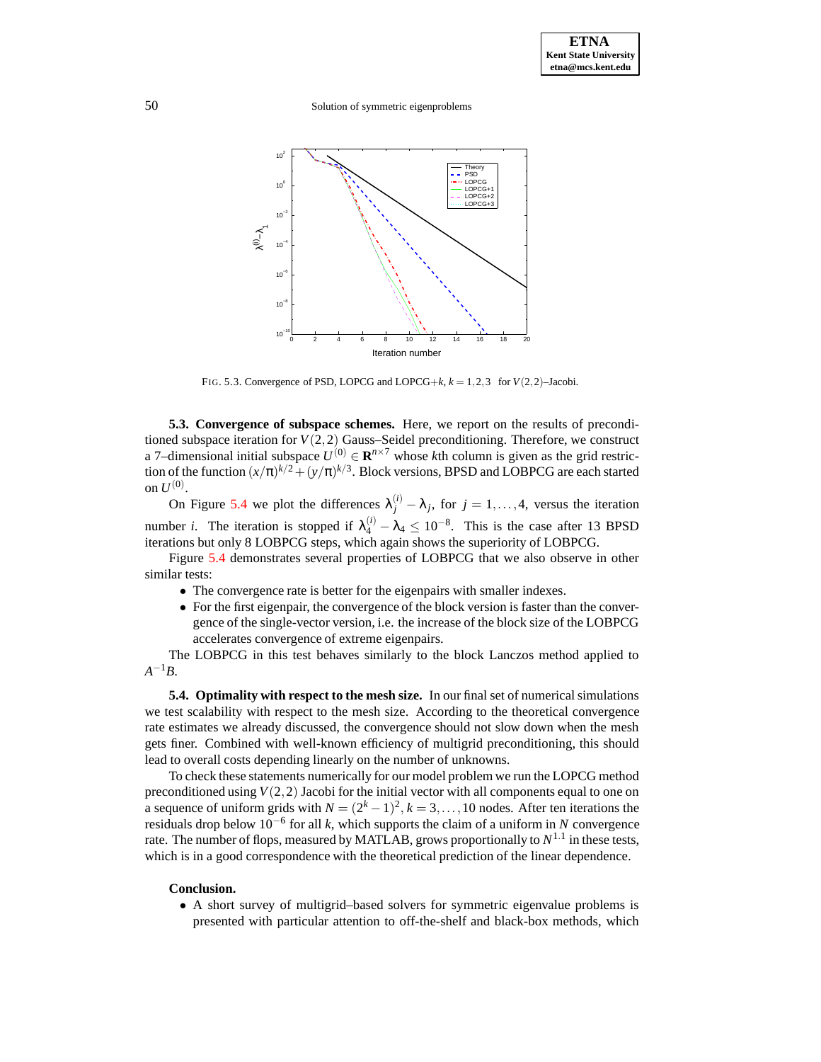FIG. 5.3. Convergence of PSD, LOPCG and LOPCG$+k$, $k = 1,2,3$ for $V(2,2)$–Jacobi.

### 5.3. Convergence of subspace schemes.

Here, we report on the results of preconditioned subspace iteration for $V(2,2)$ Gauss–Seidel preconditioning. Therefore, we construct a 7–dimensional initial subspace $U^{(0)} \in \mathbf{R}^{n\times 7}$ whose $k$th column is given as the grid restriction of the function $(x/\pi)^{k/2} + (y/\pi)^{k/3}$. Block versions, BPSD and LOBPCG are each started on $U^{(0)}$.

On Figure 5.4 we plot the differences $\lambda_j^{(i)} - \lambda_j$, for $j = 1,\ldots,4$, versus the iteration number $i$. The iteration is stopped if $\lambda_4^{(i)} - \lambda_4 \leq 10^{-8}$. This is the case after 13 BPSD iterations but only 8 LOBPCG steps, which again shows the superiority of LOBPCG.

Figure 5.4 demonstrates several properties of LOBPCG that we also observe in other similar tests:

- The convergence rate is better for the eigenpairs with smaller indexes.
- For the first eigenpair, the convergence of the block version is faster than the convergence of the single-vector version, i.e. the increase of the block size of the LOBPCG accelerates convergence of extreme eigenpairs.

The LOBPCG in this test behaves similarly to the block Lanczos method applied to $A^{-1}B$.

### 5.4. Optimality with respect to the mesh size.

In our final set of numerical simulations we test scalability with respect to the mesh size. According to the theoretical convergence rate estimates we already discussed, the convergence should not slow down when the mesh gets finer. Combined with well-known efficiency of multigrid preconditioning, this should lead to overall costs depending linearly on the number of unknowns.

To check these statements numerically for our model problem we run the LOPCG method preconditioned using $V(2,2)$ Jacobi for the initial vector with all components equal to one on a sequence of uniform grids with $N = (2^k - 1)^2$, $k = 3,\ldots,10$ nodes. After ten iterations the residuals drop below $10^{-6}$ for all $k$, which supports the claim of a uniform in $N$ convergence rate. The number of flops, measured by MATLAB, grows proportionally to $N^{1.1}$ in these tests, which is in a good correspondence with the theoretical prediction of the linear dependence.

**Conclusion.**

- A short survey of multigrid–based solvers for symmetric eigenvalue problems is presented with particular attention to off-the-shelf and black-box methods, which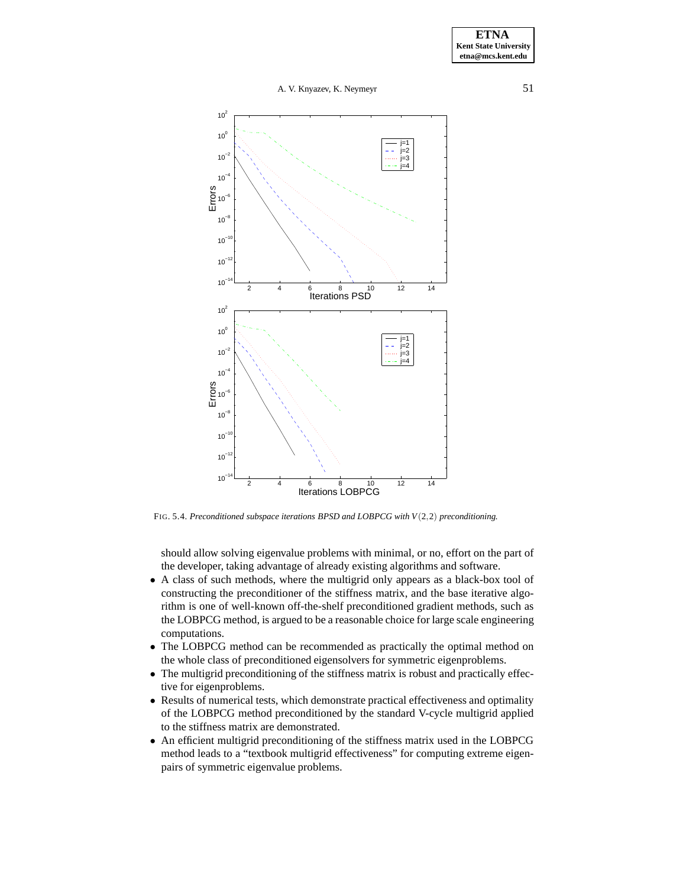FIG. 5.4. *Preconditioned subspace iterations BPSD and LOBPCG with $V(2,2)$ preconditioning.*

should allow solving eigenvalue problems with minimal, or no, effort on the part of the developer, taking advantage of already existing algorithms and software.

- A class of such methods, where the multigrid only appears as a black-box tool of constructing the preconditioner of the stiffness matrix, and the base iterative algorithm is one of well-known off-the-shelf preconditioned gradient methods, such as the LOBPCG method, is argued to be a reasonable choice for large scale engineering computations.
- The LOBPCG method can be recommended as practically the optimal method on the whole class of preconditioned eigensolvers for symmetric eigenproblems.
- The multigrid preconditioning of the stiffness matrix is robust and practically effective for eigenproblems.
- Results of numerical tests, which demonstrate practical effectiveness and optimality of the LOBPCG method preconditioned by the standard V-cycle multigrid applied to the stiffness matrix are demonstrated.
- An efficient multigrid preconditioning of the stiffness matrix used in the LOBPCG method leads to a "textbook multigrid effectiveness" for computing extreme eigenpairs of symmetric eigenvalue problems.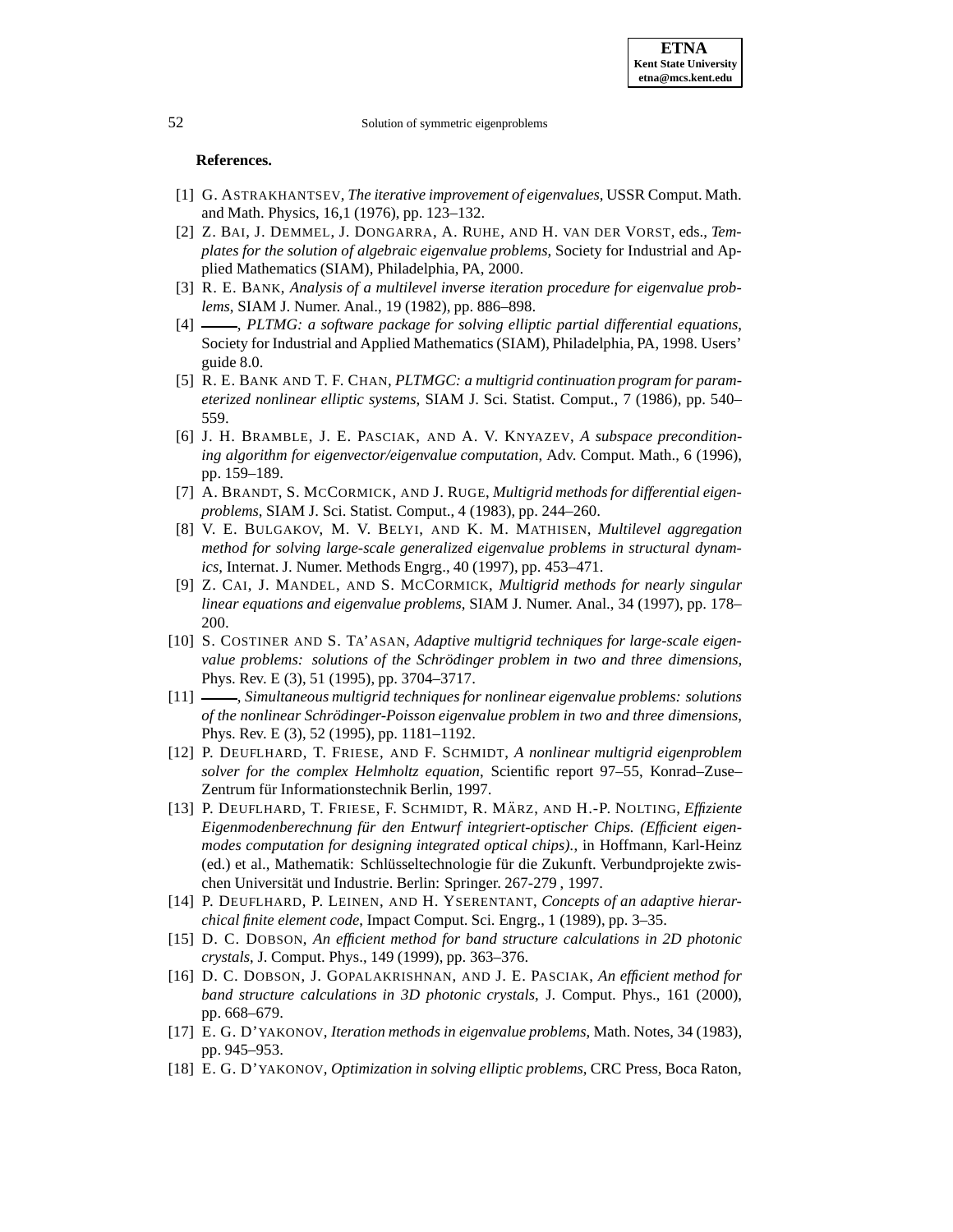**References.**

[1] G. ASTRAKHANTSEV, *The iterative improvement of eigenvalues*, USSR Comput. Math. and Math. Physics, 16,1 (1976), pp. 123–132.

[2] Z. BAI, J. DEMMEL, J. DONGARRA, A. RUHE, AND H. VAN DER VORST, eds., *Templates for the solution of algebraic eigenvalue problems*, Society for Industrial and Applied Mathematics (SIAM), Philadelphia, PA, 2000.

[3] R. E. BANK, *Analysis of a multilevel inverse iteration procedure for eigenvalue problems*, SIAM J. Numer. Anal., 19 (1982), pp. 886–898.

[4] ——, *PLTMG: a software package for solving elliptic partial differential equations*, Society for Industrial and Applied Mathematics (SIAM), Philadelphia, PA, 1998. Users' guide 8.0.

[5] R. E. BANK AND T. F. CHAN, *PLTMGC: a multigrid continuation program for parameterized nonlinear elliptic systems*, SIAM J. Sci. Statist. Comput., 7 (1986), pp. 540–559.

[6] J. H. BRAMBLE, J. E. PASCIAK, AND A. V. KNYAZEV, *A subspace preconditioning algorithm for eigenvector/eigenvalue computation*, Adv. Comput. Math., 6 (1996), pp. 159–189.

[7] A. BRANDT, S. MCCORMICK, AND J. RUGE, *Multigrid methods for differential eigenproblems*, SIAM J. Sci. Statist. Comput., 4 (1983), pp. 244–260.

[8] V. E. BULGAKOV, M. V. BELYI, AND K. M. MATHISEN, *Multilevel aggregation method for solving large-scale generalized eigenvalue problems in structural dynamics*, Internat. J. Numer. Methods Engrg., 40 (1997), pp. 453–471.

[9] Z. CAI, J. MANDEL, AND S. MCCORMICK, *Multigrid methods for nearly singular linear equations and eigenvalue problems*, SIAM J. Numer. Anal., 34 (1997), pp. 178–200.

[10] S. COSTINER AND S. TA'ASAN, *Adaptive multigrid techniques for large-scale eigenvalue problems: solutions of the Schrödinger problem in two and three dimensions*, Phys. Rev. E (3), 51 (1995), pp. 3704–3717.

[11] ——, *Simultaneous multigrid techniques for nonlinear eigenvalue problems: solutions of the nonlinear Schrödinger-Poisson eigenvalue problem in two and three dimensions*, Phys. Rev. E (3), 52 (1995), pp. 1181–1192.

[12] P. DEUFLHARD, T. FRIESE, AND F. SCHMIDT, *A nonlinear multigrid eigenproblem solver for the complex Helmholtz equation*, Scientific report 97–55, Konrad–Zuse–Zentrum für Informationstechnik Berlin, 1997.

[13] P. DEUFLHARD, T. FRIESE, F. SCHMIDT, R. MÄRZ, AND H.-P. NOLTING, *Effiziente Eigenmodenberechnung für den Entwurf integriert-optischer Chips. (Efficient eigenmodes computation for designing integrated optical chips).*, in Hoffmann, Karl-Heinz (ed.) et al., Mathematik: Schlüsseltechnologie für die Zukunft. Verbundprojekte zwischen Universität und Industrie. Berlin: Springer. 267-279 , 1997.

[14] P. DEUFLHARD, P. LEINEN, AND H. YSERENTANT, *Concepts of an adaptive hierarchical finite element code*, Impact Comput. Sci. Engrg., 1 (1989), pp. 3–35.

[15] D. C. DOBSON, *An efficient method for band structure calculations in 2D photonic crystals*, J. Comput. Phys., 149 (1999), pp. 363–376.

[16] D. C. DOBSON, J. GOPALAKRISHNAN, AND J. E. PASCIAK, *An efficient method for band structure calculations in 3D photonic crystals*, J. Comput. Phys., 161 (2000), pp. 668–679.

[17] E. G. D'YAKONOV, *Iteration methods in eigenvalue problems*, Math. Notes, 34 (1983), pp. 945–953.

[18] E. G. D'YAKONOV, *Optimization in solving elliptic problems*, CRC Press, Boca Raton,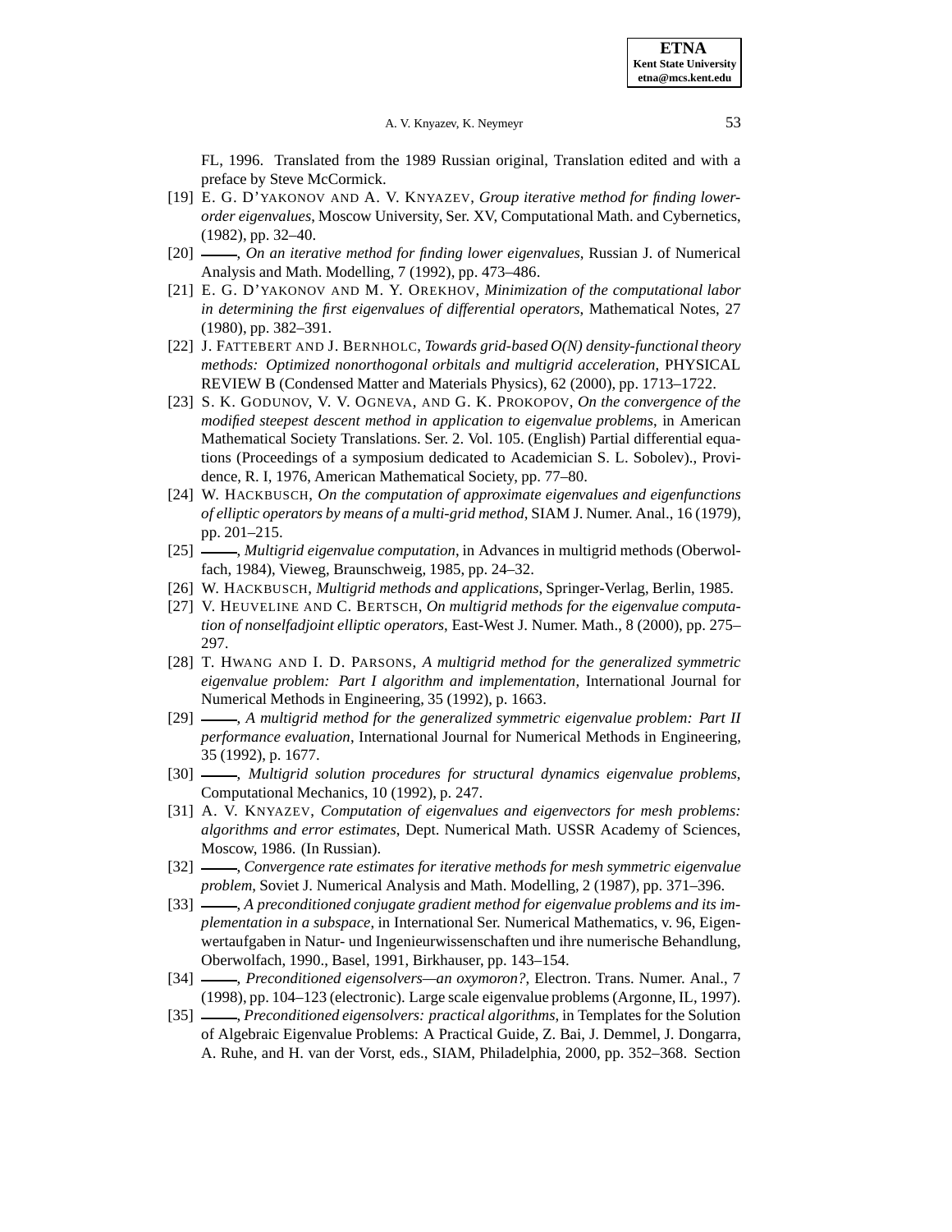FL, 1996. Translated from the 1989 Russian original, Translation edited and with a preface by Steve McCormick.

[19] E. G. D'YAKONOV AND A. V. KNYAZEV, *Group iterative method for finding lower-order eigenvalues*, Moscow University, Ser. XV, Computational Math. and Cybernetics, (1982), pp. 32–40.

[20] ——, *On an iterative method for finding lower eigenvalues*, Russian J. of Numerical Analysis and Math. Modelling, 7 (1992), pp. 473–486.

[21] E. G. D'YAKONOV AND M. Y. OREKHOV, *Minimization of the computational labor in determining the first eigenvalues of differential operators*, Mathematical Notes, 27 (1980), pp. 382–391.

[22] J. FATTEBERT AND J. BERNHOLC, *Towards grid-based O(N) density-functional theory methods: Optimized nonorthogonal orbitals and multigrid acceleration*, PHYSICAL REVIEW B (Condensed Matter and Materials Physics), 62 (2000), pp. 1713–1722.

[23] S. K. GODUNOV, V. V. OGNEVA, AND G. K. PROKOPOV, *On the convergence of the modified steepest descent method in application to eigenvalue problems*, in American Mathematical Society Translations. Ser. 2. Vol. 105. (English) Partial differential equations (Proceedings of a symposium dedicated to Academician S. L. Sobolev)., Providence, R. I, 1976, American Mathematical Society, pp. 77–80.

[24] W. HACKBUSCH, *On the computation of approximate eigenvalues and eigenfunctions of elliptic operators by means of a multi-grid method*, SIAM J. Numer. Anal., 16 (1979), pp. 201–215.

[25] ——, *Multigrid eigenvalue computation*, in Advances in multigrid methods (Oberwolfach, 1984), Vieweg, Braunschweig, 1985, pp. 24–32.

[26] W. HACKBUSCH, *Multigrid methods and applications*, Springer-Verlag, Berlin, 1985.

[27] V. HEUVELINE AND C. BERTSCH, *On multigrid methods for the eigenvalue computation of nonselfadjoint elliptic operators*, East-West J. Numer. Math., 8 (2000), pp. 275–297.

[28] T. HWANG AND I. D. PARSONS, *A multigrid method for the generalized symmetric eigenvalue problem: Part I algorithm and implementation*, International Journal for Numerical Methods in Engineering, 35 (1992), p. 1663.

[29] ——, *A multigrid method for the generalized symmetric eigenvalue problem: Part II performance evaluation*, International Journal for Numerical Methods in Engineering, 35 (1992), p. 1677.

[30] ——, *Multigrid solution procedures for structural dynamics eigenvalue problems*, Computational Mechanics, 10 (1992), p. 247.

[31] A. V. KNYAZEV, *Computation of eigenvalues and eigenvectors for mesh problems: algorithms and error estimates*, Dept. Numerical Math. USSR Academy of Sciences, Moscow, 1986. (In Russian).

[32] ——, *Convergence rate estimates for iterative methods for mesh symmetric eigenvalue problem*, Soviet J. Numerical Analysis and Math. Modelling, 2 (1987), pp. 371–396.

[33] ——, *A preconditioned conjugate gradient method for eigenvalue problems and its implementation in a subspace*, in International Ser. Numerical Mathematics, v. 96, Eigenwertaufgaben in Natur- und Ingenieurwissenschaften und ihre numerische Behandlung, Oberwolfach, 1990., Basel, 1991, Birkhauser, pp. 143–154.

[34] ——, *Preconditioned eigensolvers—an oxymoron?*, Electron. Trans. Numer. Anal., 7 (1998), pp. 104–123 (electronic). Large scale eigenvalue problems (Argonne, IL, 1997).

[35] ——, *Preconditioned eigensolvers: practical algorithms*, in Templates for the Solution of Algebraic Eigenvalue Problems: A Practical Guide, Z. Bai, J. Demmel, J. Dongarra, A. Ruhe, and H. van der Vorst, eds., SIAM, Philadelphia, 2000, pp. 352–368. Section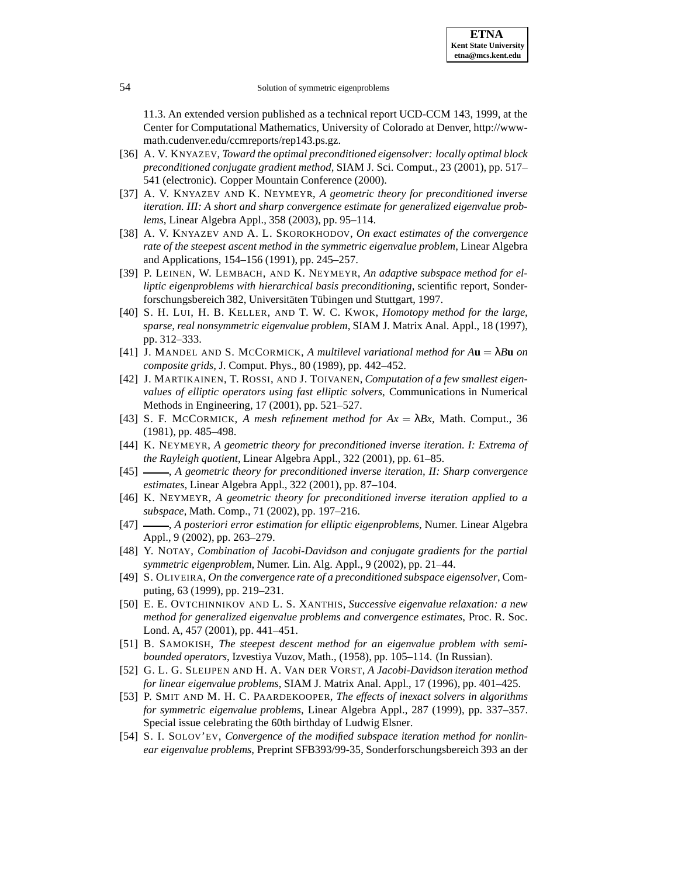11.3. An extended version published as a technical report UCD-CCM 143, 1999, at the Center for Computational Mathematics, University of Colorado at Denver, http://www-math.cudenver.edu/ccmreports/rep143.ps.gz.

- [36] A. V. KNYAZEV, *Toward the optimal preconditioned eigensolver: locally optimal block preconditioned conjugate gradient method*, SIAM J. Sci. Comput., 23 (2001), pp. 517–541 (electronic). Copper Mountain Conference (2000).
- [37] A. V. KNYAZEV AND K. NEYMEYR, *A geometric theory for preconditioned inverse iteration. III: A short and sharp convergence estimate for generalized eigenvalue problems*, Linear Algebra Appl., 358 (2003), pp. 95–114.
- [38] A. V. KNYAZEV AND A. L. SKOROKHODOV, *On exact estimates of the convergence rate of the steepest ascent method in the symmetric eigenvalue problem*, Linear Algebra and Applications, 154–156 (1991), pp. 245–257.
- [39] P. LEINEN, W. LEMBACH, AND K. NEYMEYR, *An adaptive subspace method for elliptic eigenproblems with hierarchical basis preconditioning*, scientific report, Sonderforschungsbereich 382, Universitäten Tübingen und Stuttgart, 1997.
- [40] S. H. LUI, H. B. KELLER, AND T. W. C. KWOK, *Homotopy method for the large, sparse, real nonsymmetric eigenvalue problem*, SIAM J. Matrix Anal. Appl., 18 (1997), pp. 312–333.
- [41] J. MANDEL AND S. MCCORMICK, *A multilevel variational method for* $A\mathbf{u} = \lambda B\mathbf{u}$ *on composite grids*, J. Comput. Phys., 80 (1989), pp. 442–452.
- [42] J. MARTIKAINEN, T. ROSSI, AND J. TOIVANEN, *Computation of a few smallest eigenvalues of elliptic operators using fast elliptic solvers*, Communications in Numerical Methods in Engineering, 17 (2001), pp. 521–527.
- [43] S. F. MCCORMICK, *A mesh refinement method for* $Ax = \lambda Bx$, Math. Comput., 36 (1981), pp. 485–498.
- [44] K. NEYMEYR, *A geometric theory for preconditioned inverse iteration. I: Extrema of the Rayleigh quotient*, Linear Algebra Appl., 322 (2001), pp. 61–85.
- [45] ——, *A geometric theory for preconditioned inverse iteration, II: Sharp convergence estimates*, Linear Algebra Appl., 322 (2001), pp. 87–104.
- [46] K. NEYMEYR, *A geometric theory for preconditioned inverse iteration applied to a subspace*, Math. Comp., 71 (2002), pp. 197–216.
- [47] ——, *A posteriori error estimation for elliptic eigenproblems*, Numer. Linear Algebra Appl., 9 (2002), pp. 263–279.
- [48] Y. NOTAY, *Combination of Jacobi-Davidson and conjugate gradients for the partial symmetric eigenproblem*, Numer. Lin. Alg. Appl., 9 (2002), pp. 21–44.
- [49] S. OLIVEIRA, *On the convergence rate of a preconditioned subspace eigensolver*, Computing, 63 (1999), pp. 219–231.
- [50] E. E. OVTCHINNIKOV AND L. S. XANTHIS, *Successive eigenvalue relaxation: a new method for generalized eigenvalue problems and convergence estimates*, Proc. R. Soc. Lond. A, 457 (2001), pp. 441–451.
- [51] B. SAMOKISH, *The steepest descent method for an eigenvalue problem with semi-bounded operators*, Izvestiya Vuzov, Math., (1958), pp. 105–114. (In Russian).
- [52] G. L. G. SLEIJPEN AND H. A. VAN DER VORST, *A Jacobi-Davidson iteration method for linear eigenvalue problems*, SIAM J. Matrix Anal. Appl., 17 (1996), pp. 401–425.
- [53] P. SMIT AND M. H. C. PAARDEKOOPER, *The effects of inexact solvers in algorithms for symmetric eigenvalue problems*, Linear Algebra Appl., 287 (1999), pp. 337–357. Special issue celebrating the 60th birthday of Ludwig Elsner.
- [54] S. I. SOLOV'EV, *Convergence of the modified subspace iteration method for nonlinear eigenvalue problems*, Preprint SFB393/99-35, Sonderforschungsbereich 393 an der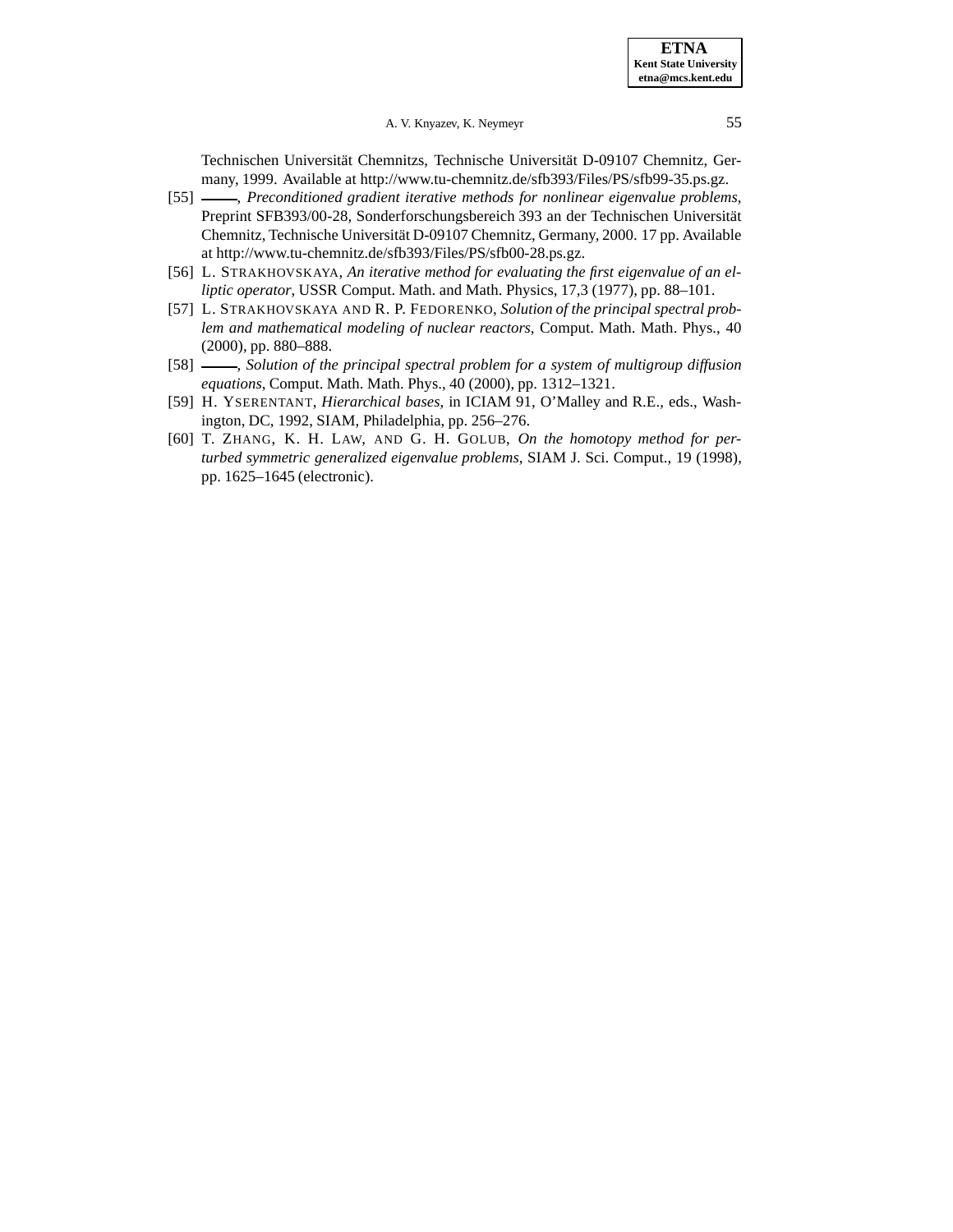Technischen Universität Chemnitzs, Technische Universität D-09107 Chemnitz, Germany, 1999. Available at http://www.tu-chemnitz.de/sfb393/Files/PS/sfb99-35.ps.gz.

[55] ———, *Preconditioned gradient iterative methods for nonlinear eigenvalue problems*, Preprint SFB393/00-28, Sonderforschungsbereich 393 an der Technischen Universität Chemnitz, Technische Universität D-09107 Chemnitz, Germany, 2000. 17 pp. Available at http://www.tu-chemnitz.de/sfb393/Files/PS/sfb00-28.ps.gz.

[56] L. STRAKHOVSKAYA, *An iterative method for evaluating the first eigenvalue of an elliptic operator*, USSR Comput. Math. and Math. Physics, 17,3 (1977), pp. 88–101.

[57] L. STRAKHOVSKAYA AND R. P. FEDORENKO, *Solution of the principal spectral problem and mathematical modeling of nuclear reactors*, Comput. Math. Math. Phys., 40 (2000), pp. 880–888.

[58] ———, *Solution of the principal spectral problem for a system of multigroup diffusion equations*, Comput. Math. Math. Phys., 40 (2000), pp. 1312–1321.

[59] H. YSERENTANT, *Hierarchical bases*, in ICIAM 91, O'Malley and R.E., eds., Washington, DC, 1992, SIAM, Philadelphia, pp. 256–276.

[60] T. ZHANG, K. H. LAW, AND G. H. GOLUB, *On the homotopy method for perturbed symmetric generalized eigenvalue problems*, SIAM J. Sci. Comput., 19 (1998), pp. 1625–1645 (electronic).